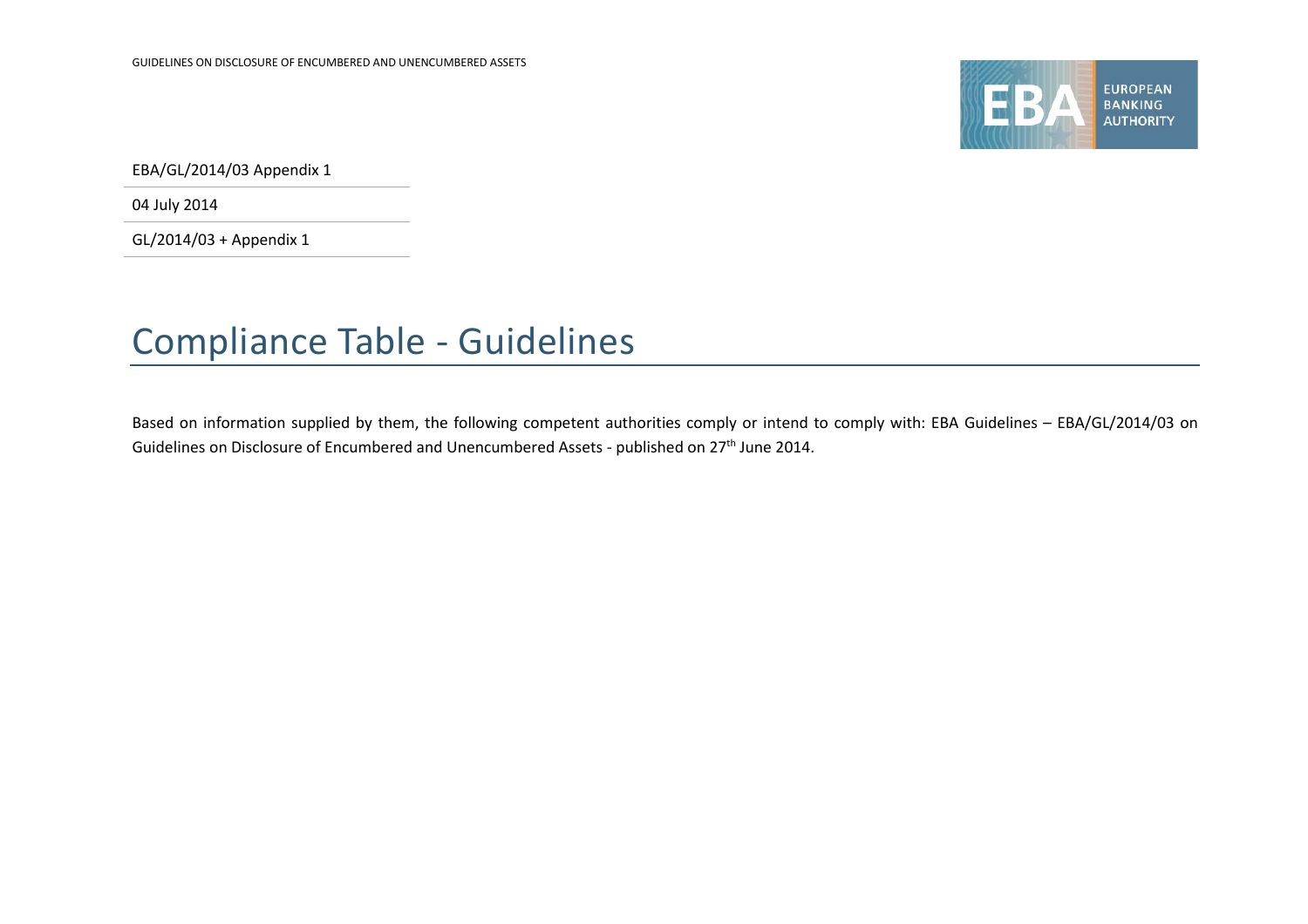EBA/GL/2014/03 Appendix 1

04 July 2014

GL/2014/03 + Appendix 1

# Compliance Table - Guidelines

Based on information supplied by them, the following competent authorities comply or intend to comply with: EBA Guidelines – EBA/GL/2014/03 on Guidelines on Disclosure of Encumbered and Unencumbered Assets - published on 27th June 2014.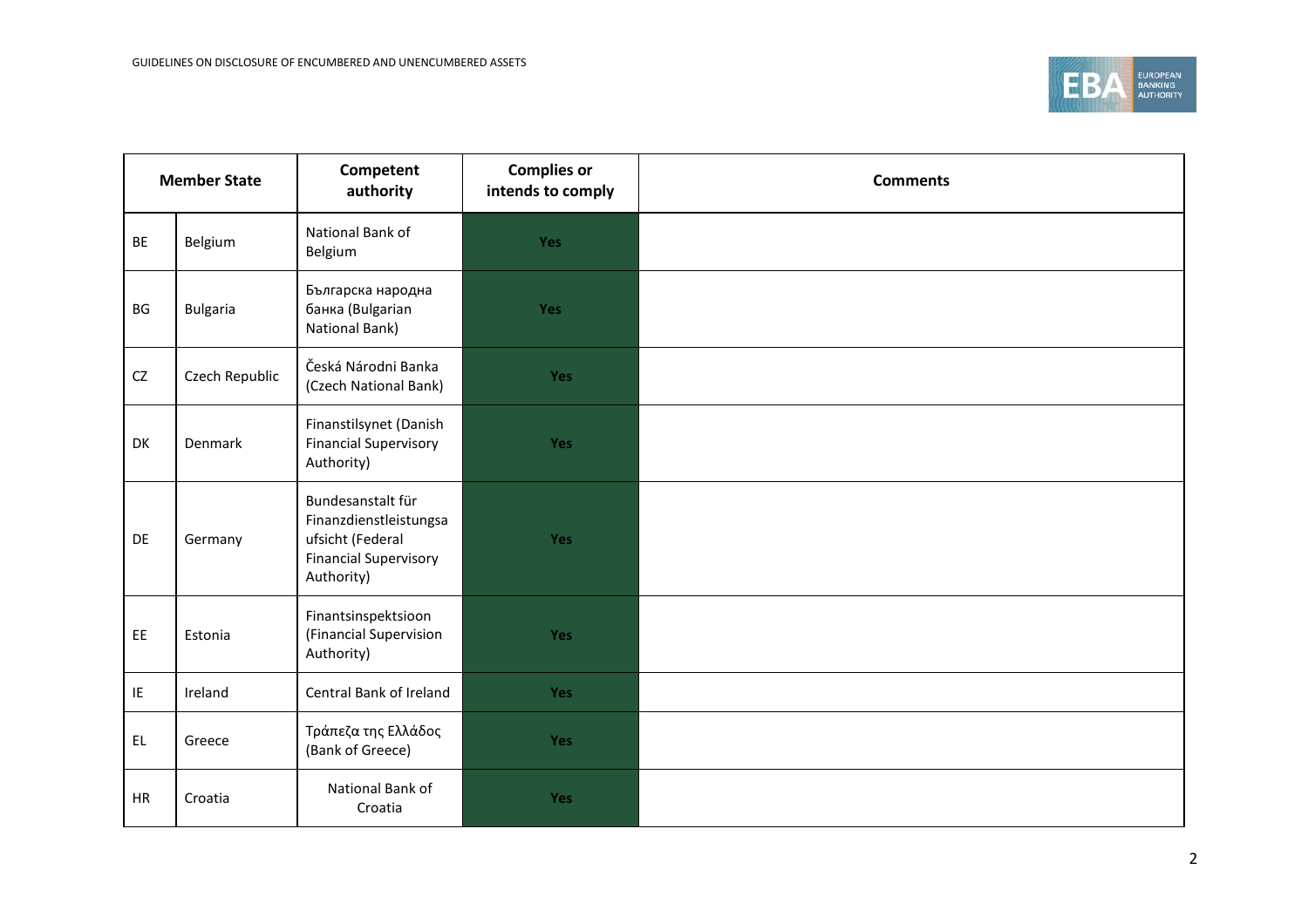| Member State | | Competent authority | Complies or intends to comply | Comments |
|---|---|---|---|---|
| BE | Belgium | National Bank of Belgium | Yes | |
| BG | Bulgaria | Българска народна банка (Bulgarian National Bank) | Yes | |
| CZ | Czech Republic | Česká Národni Banka (Czech National Bank) | Yes | |
| DK | Denmark | Finanstilsynet (Danish Financial Supervisory Authority) | Yes | |
| DE | Germany | Bundesanstalt für Finanzdienstleistungsaufsicht (Federal Financial Supervisory Authority) | Yes | |
| EE | Estonia | Finantsinspektsioon (Financial Supervision Authority) | Yes | |
| IE | Ireland | Central Bank of Ireland | Yes | |
| EL | Greece | Τράπεζα της Ελλάδος (Bank of Greece) | Yes | |
| HR | Croatia | National Bank of Croatia | Yes | |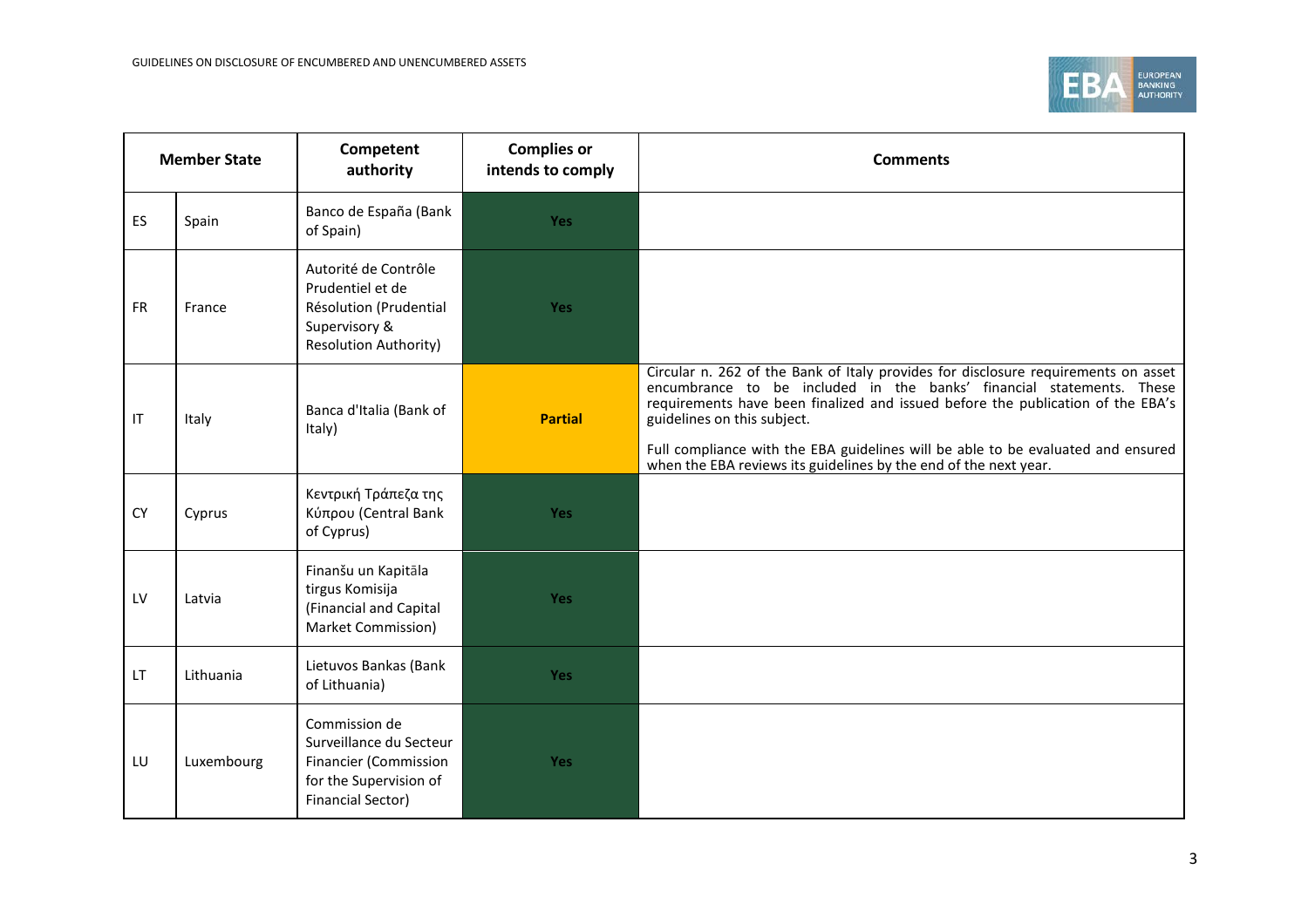| Member State | | Competent authority | Complies or intends to comply | Comments |
|---|---|---|---|---|
| ES | Spain | Banco de España (Bank of Spain) | Yes | |
| FR | France | Autorité de Contrôle Prudentiel et de Résolution (Prudential Supervisory & Resolution Authority) | Yes | |
| IT | Italy | Banca d'Italia (Bank of Italy) | Partial | Circular n. 262 of the Bank of Italy provides for disclosure requirements on asset encumbrance to be included in the banks' financial statements. These requirements have been finalized and issued before the publication of the EBA's guidelines on this subject.<br><br>Full compliance with the EBA guidelines will be able to be evaluated and ensured when the EBA reviews its guidelines by the end of the next year. |
| CY | Cyprus | Κεντρική Τράπεζα της Κύπρου (Central Bank of Cyprus) | Yes | |
| LV | Latvia | Finanšu un Kapitāla tirgus Komisija (Financial and Capital Market Commission) | Yes | |
| LT | Lithuania | Lietuvos Bankas (Bank of Lithuania) | Yes | |
| LU | Luxembourg | Commission de Surveillance du Secteur Financier (Commission for the Supervision of Financial Sector) | Yes | |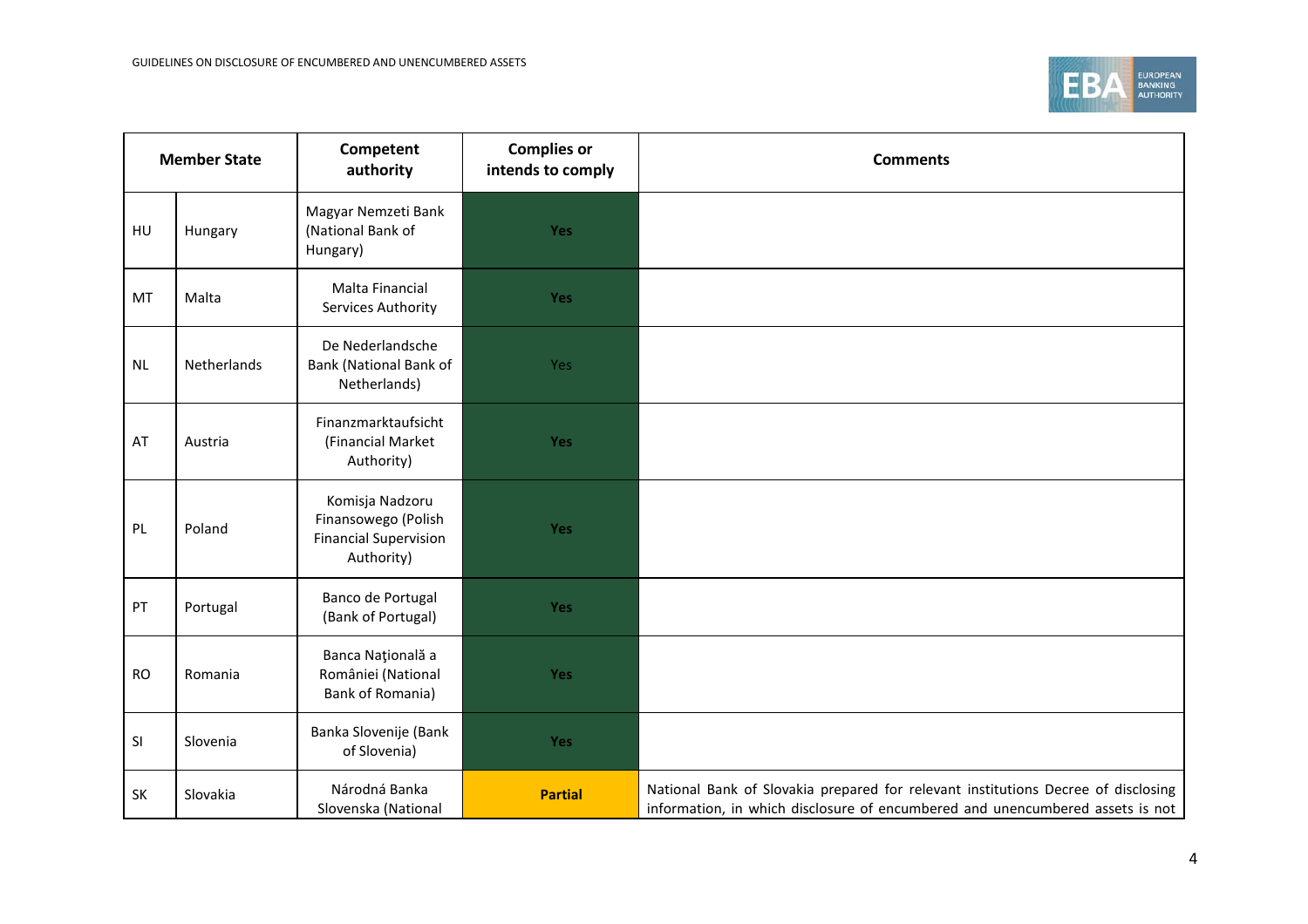| Member State | | Competent authority | Complies or intends to comply | Comments |
|---|---|---|---|---|
| HU | Hungary | Magyar Nemzeti Bank (National Bank of Hungary) | Yes | |
| MT | Malta | Malta Financial Services Authority | Yes | |
| NL | Netherlands | De Nederlandsche Bank (National Bank of Netherlands) | Yes | |
| AT | Austria | Finanzmarktaufsicht (Financial Market Authority) | Yes | |
| PL | Poland | Komisja Nadzoru Finansowego (Polish Financial Supervision Authority) | Yes | |
| PT | Portugal | Banco de Portugal (Bank of Portugal) | Yes | |
| RO | Romania | Banca Naţională a României (National Bank of Romania) | Yes | |
| SI | Slovenia | Banka Slovenije (Bank of Slovenia) | Yes | |
| SK | Slovakia | Národná Banka Slovenska (National | Partial | National Bank of Slovakia prepared for relevant institutions Decree of disclosing information, in which disclosure of encumbered and unencumbered assets is not |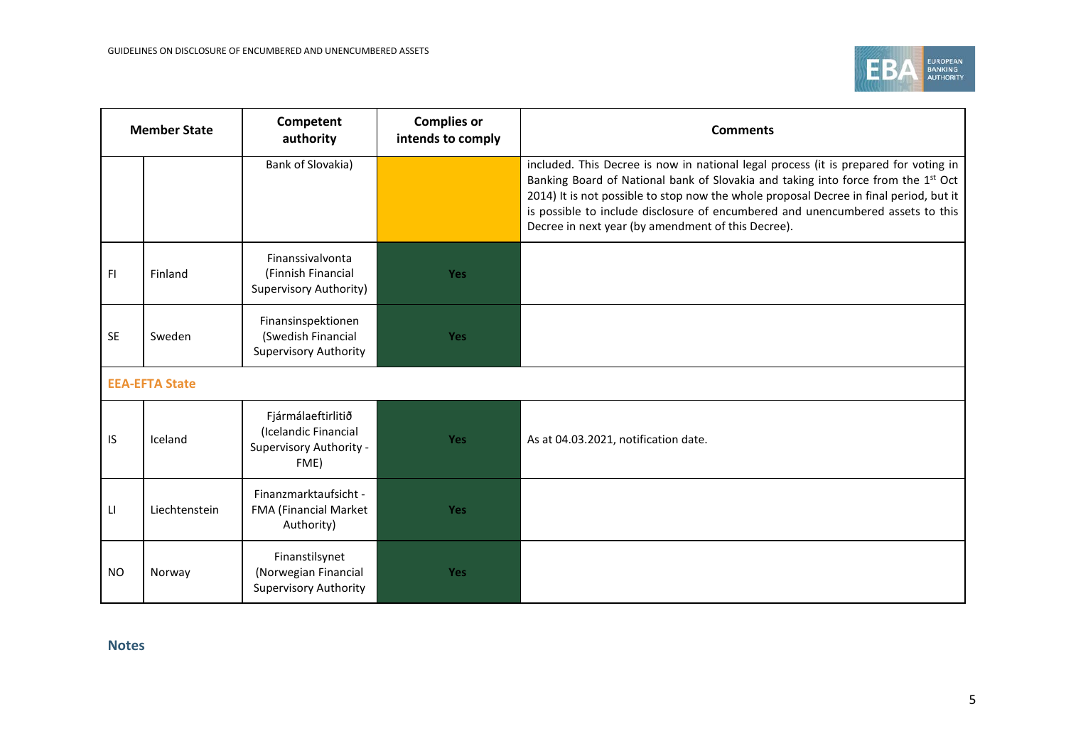| Member State | | Competent authority | Complies or intends to comply | Comments |
|---|---|---|---|---|
| | | Bank of Slovakia) | | included. This Decree is now in national legal process (it is prepared for voting in Banking Board of National bank of Slovakia and taking into force from the 1st Oct 2014) It is not possible to stop now the whole proposal Decree in final period, but it is possible to include disclosure of encumbered and unencumbered assets to this Decree in next year (by amendment of this Decree). |
| FI | Finland | Finanssivalvonta (Finnish Financial Supervisory Authority) | Yes | |
| SE | Sweden | Finansinspektionen (Swedish Financial Supervisory Authority | Yes | |
| **EEA-EFTA State** | | | | |
| IS | Iceland | Fjármálaeftirlitið (Icelandic Financial Supervisory Authority - FME) | Yes | As at 04.03.2021, notification date. |
| LI | Liechtenstein | Finanzmarktaufsicht - FMA (Financial Market Authority) | Yes | |
| NO | Norway | Finanstilsynet (Norwegian Financial Supervisory Authority | Yes | |

## Notes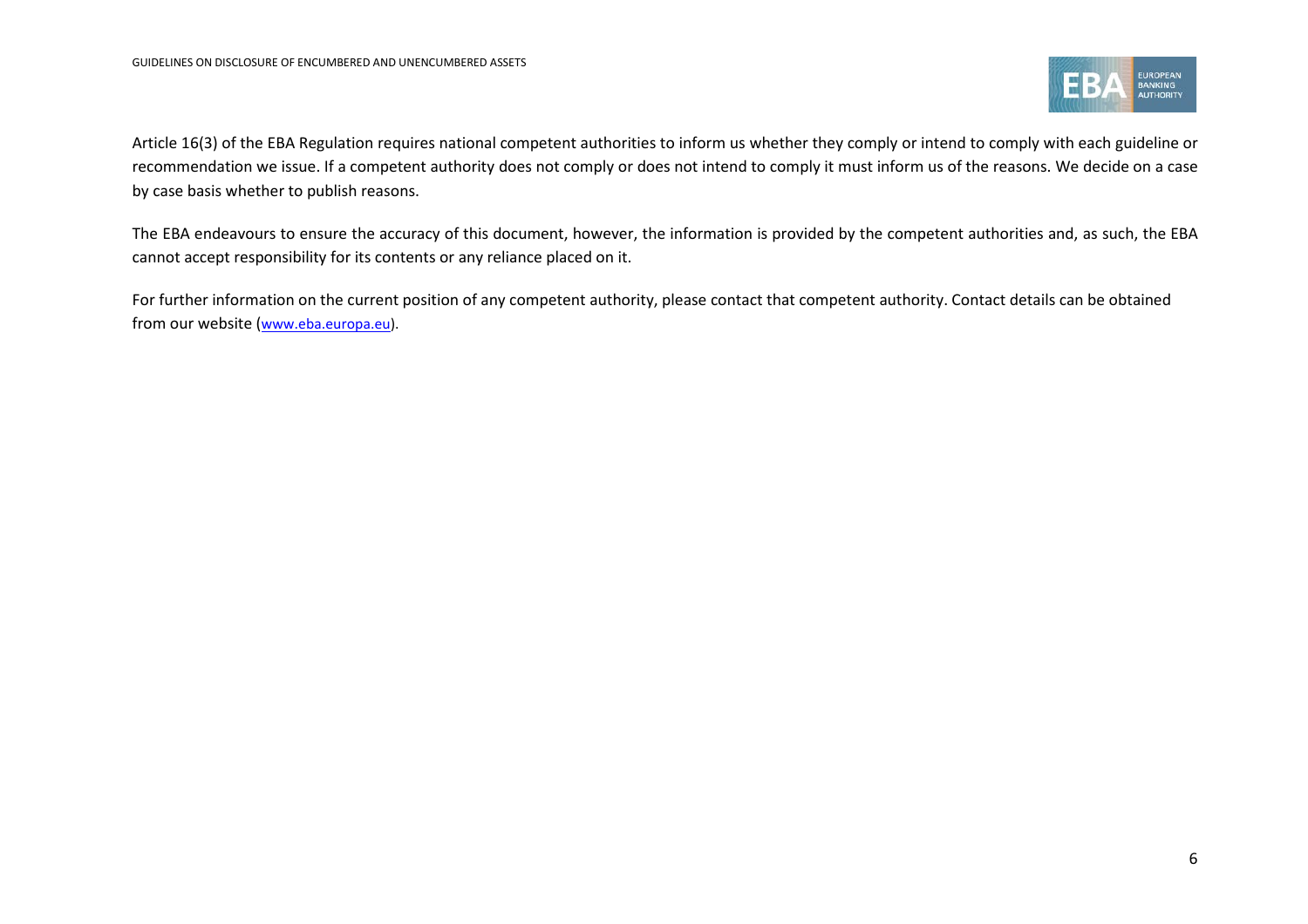Article 16(3) of the EBA Regulation requires national competent authorities to inform us whether they comply or intend to comply with each guideline or recommendation we issue. If a competent authority does not comply or does not intend to comply it must inform us of the reasons. We decide on a case by case basis whether to publish reasons.

The EBA endeavours to ensure the accuracy of this document, however, the information is provided by the competent authorities and, as such, the EBA cannot accept responsibility for its contents or any reliance placed on it.

For further information on the current position of any competent authority, please contact that competent authority. Contact details can be obtained from our website (www.eba.europa.eu).